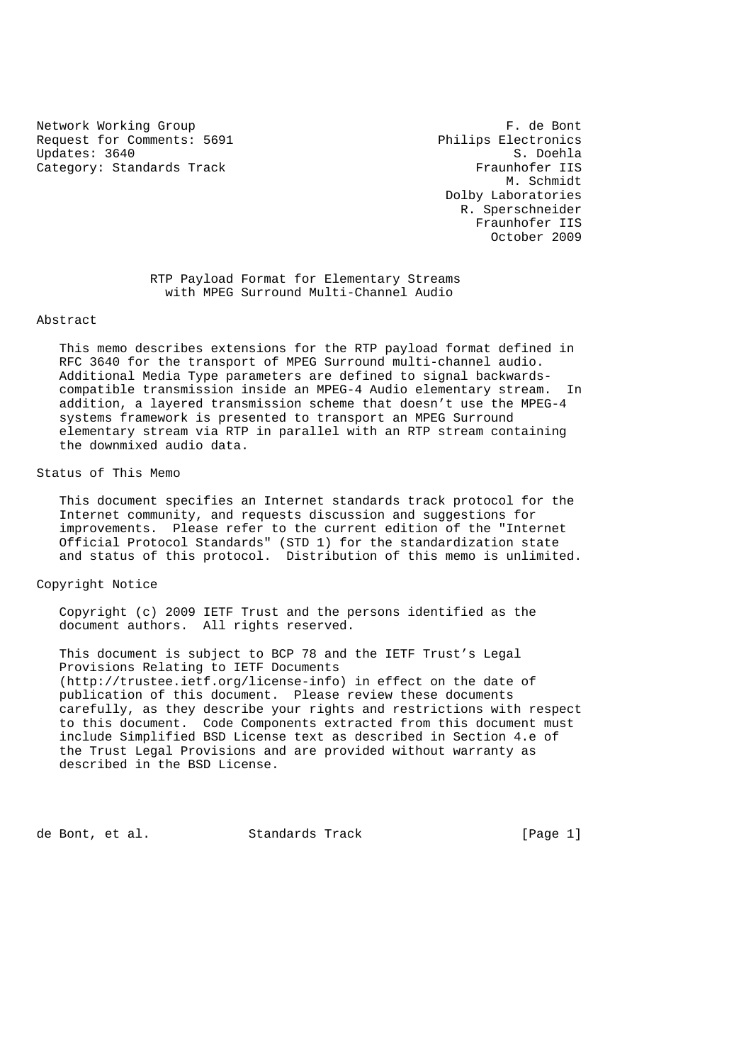Network Working Group F. de Bont
Request for Comments: 5691 Philips Electronics
Updates: 3640 S. Doehla
Category: Standards Track Fraunhofer IIS
M. Schmidt
Dolby Laboratories
R. Sperschneider
Fraunhofer IIS
October 2009

# RTP Payload Format for Elementary Streams with MPEG Surround Multi-Channel Audio

## Abstract

This memo describes extensions for the RTP payload format defined in RFC 3640 for the transport of MPEG Surround multi-channel audio. Additional Media Type parameters are defined to signal backwards-compatible transmission inside an MPEG-4 Audio elementary stream. In addition, a layered transmission scheme that doesn't use the MPEG-4 systems framework is presented to transport an MPEG Surround elementary stream via RTP in parallel with an RTP stream containing the downmixed audio data.

## Status of This Memo

This document specifies an Internet standards track protocol for the Internet community, and requests discussion and suggestions for improvements. Please refer to the current edition of the "Internet Official Protocol Standards" (STD 1) for the standardization state and status of this protocol. Distribution of this memo is unlimited.

## Copyright Notice

Copyright (c) 2009 IETF Trust and the persons identified as the document authors. All rights reserved.

This document is subject to BCP 78 and the IETF Trust's Legal Provisions Relating to IETF Documents (http://trustee.ietf.org/license-info) in effect on the date of publication of this document. Please review these documents carefully, as they describe your rights and restrictions with respect to this document. Code Components extracted from this document must include Simplified BSD License text as described in Section 4.e of the Trust Legal Provisions and are provided without warranty as described in the BSD License.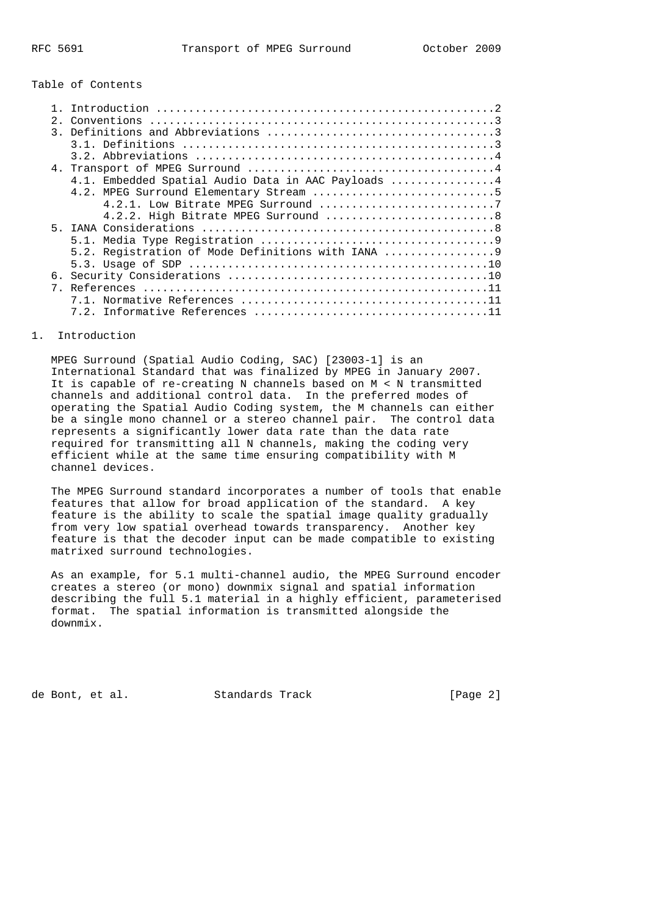Table of Contents

1. Introduction ....................................................2
2. Conventions .....................................................3
3. Definitions and Abbreviations ...................................3
   3.1. Definitions ................................................3
   3.2. Abbreviations ..............................................4
4. Transport of MPEG Surround ......................................4
   4.1. Embedded Spatial Audio Data in AAC Payloads ................4
   4.2. MPEG Surround Elementary Stream ............................5
        4.2.1. Low Bitrate MPEG Surround ...........................7
        4.2.2. High Bitrate MPEG Surround ..........................8
5. IANA Considerations .............................................8
   5.1. Media Type Registration ....................................9
   5.2. Registration of Mode Definitions with IANA .................9
   5.3. Usage of SDP ..............................................10
6. Security Considerations ........................................10
7. References .....................................................11
   7.1. Normative References ......................................11
   7.2. Informative References ....................................11

## 1. Introduction

MPEG Surround (Spatial Audio Coding, SAC) [23003-1] is an International Standard that was finalized by MPEG in January 2007. It is capable of re-creating N channels based on M < N transmitted channels and additional control data. In the preferred modes of operating the Spatial Audio Coding system, the M channels can either be a single mono channel or a stereo channel pair. The control data represents a significantly lower data rate than the data rate required for transmitting all N channels, making the coding very efficient while at the same time ensuring compatibility with M channel devices.

The MPEG Surround standard incorporates a number of tools that enable features that allow for broad application of the standard. A key feature is the ability to scale the spatial image quality gradually from very low spatial overhead towards transparency. Another key feature is that the decoder input can be made compatible to existing matrixed surround technologies.

As an example, for 5.1 multi-channel audio, the MPEG Surround encoder creates a stereo (or mono) downmix signal and spatial information describing the full 5.1 material in a highly efficient, parameterised format. The spatial information is transmitted alongside the downmix.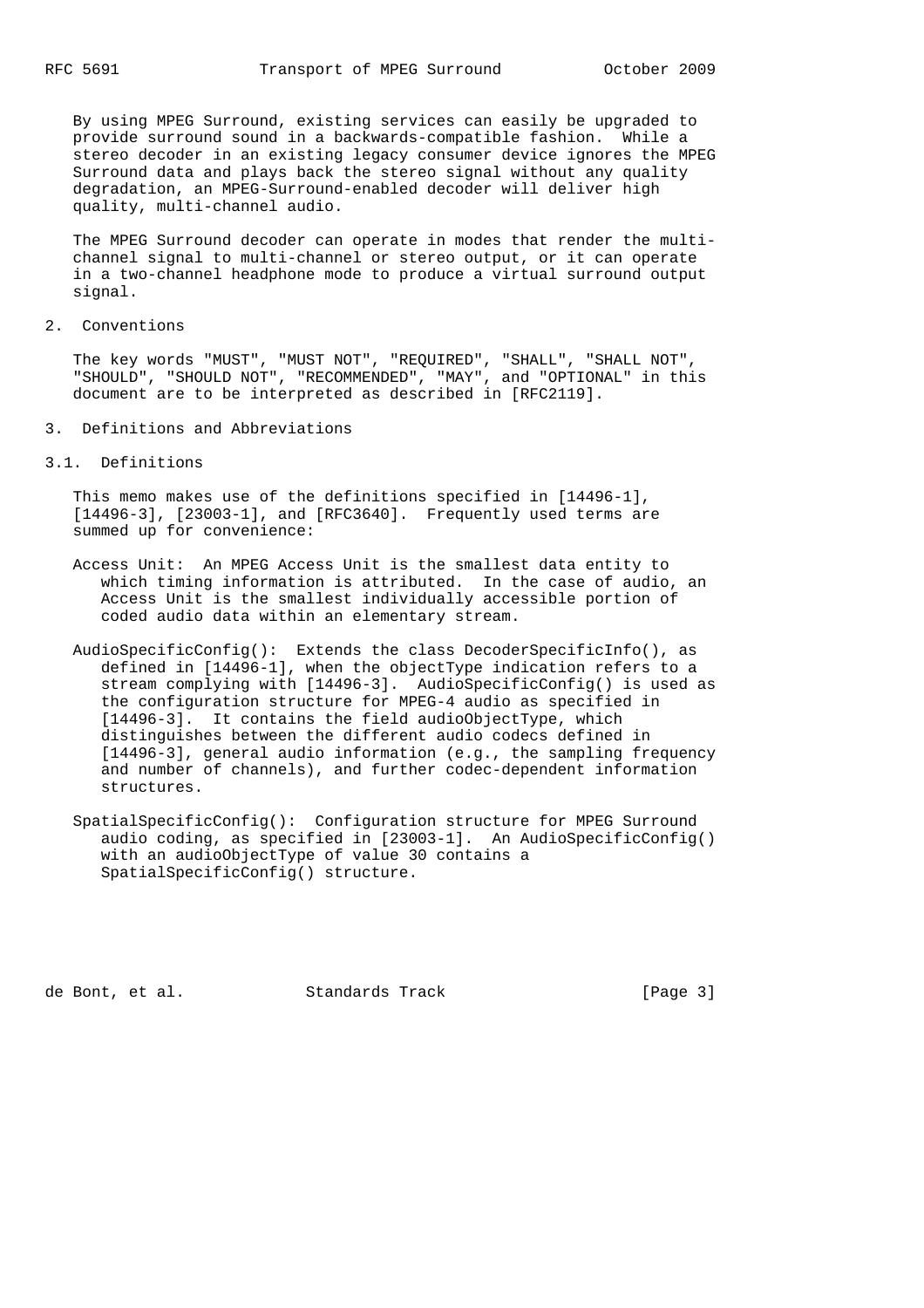By using MPEG Surround, existing services can easily be upgraded to provide surround sound in a backwards-compatible fashion. While a stereo decoder in an existing legacy consumer device ignores the MPEG Surround data and plays back the stereo signal without any quality degradation, an MPEG-Surround-enabled decoder will deliver high quality, multi-channel audio.

The MPEG Surround decoder can operate in modes that render the multi-channel signal to multi-channel or stereo output, or it can operate in a two-channel headphone mode to produce a virtual surround output signal.

## 2. Conventions

The key words "MUST", "MUST NOT", "REQUIRED", "SHALL", "SHALL NOT", "SHOULD", "SHOULD NOT", "RECOMMENDED", "MAY", and "OPTIONAL" in this document are to be interpreted as described in [RFC2119].

## 3. Definitions and Abbreviations

### 3.1. Definitions

This memo makes use of the definitions specified in [14496-1], [14496-3], [23003-1], and [RFC3640]. Frequently used terms are summed up for convenience:

Access Unit: An MPEG Access Unit is the smallest data entity to which timing information is attributed. In the case of audio, an Access Unit is the smallest individually accessible portion of coded audio data within an elementary stream.

AudioSpecificConfig(): Extends the class DecoderSpecificInfo(), as defined in [14496-1], when the objectType indication refers to a stream complying with [14496-3]. AudioSpecificConfig() is used as the configuration structure for MPEG-4 audio as specified in [14496-3]. It contains the field audioObjectType, which distinguishes between the different audio codecs defined in [14496-3], general audio information (e.g., the sampling frequency and number of channels), and further codec-dependent information structures.

SpatialSpecificConfig(): Configuration structure for MPEG Surround audio coding, as specified in [23003-1]. An AudioSpecificConfig() with an audioObjectType of value 30 contains a SpatialSpecificConfig() structure.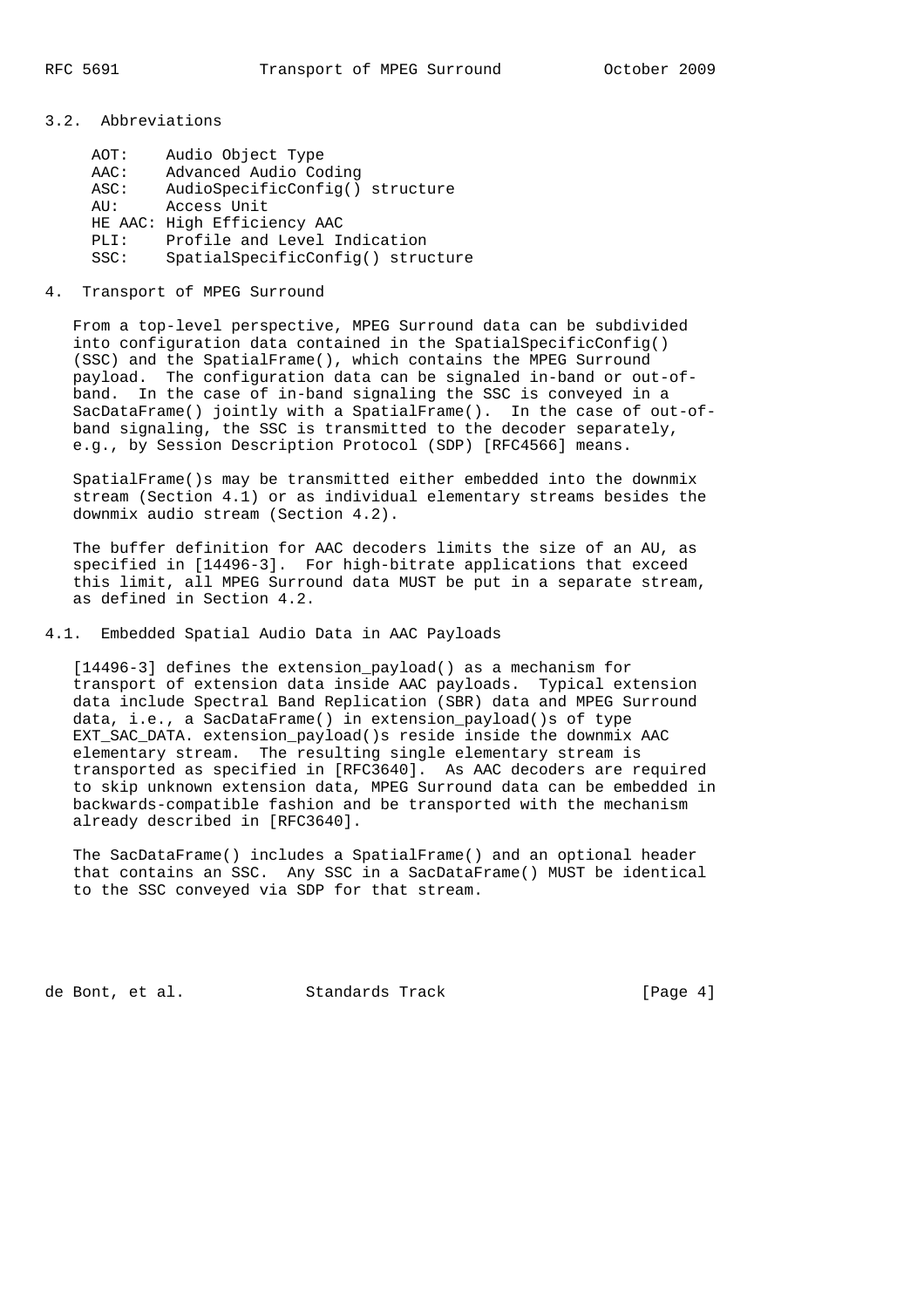### 3.2. Abbreviations

- AOT: Audio Object Type
- AAC: Advanced Audio Coding
- ASC: AudioSpecificConfig() structure
- AU: Access Unit
- HE AAC: High Efficiency AAC
- PLI: Profile and Level Indication
- SSC: SpatialSpecificConfig() structure

## 4. Transport of MPEG Surround

From a top-level perspective, MPEG Surround data can be subdivided into configuration data contained in the SpatialSpecificConfig() (SSC) and the SpatialFrame(), which contains the MPEG Surround payload. The configuration data can be signaled in-band or out-of-band. In the case of in-band signaling the SSC is conveyed in a SacDataFrame() jointly with a SpatialFrame(). In the case of out-of-band signaling, the SSC is transmitted to the decoder separately, e.g., by Session Description Protocol (SDP) [RFC4566] means.

SpatialFrame()s may be transmitted either embedded into the downmix stream (Section 4.1) or as individual elementary streams besides the downmix audio stream (Section 4.2).

The buffer definition for AAC decoders limits the size of an AU, as specified in [14496-3]. For high-bitrate applications that exceed this limit, all MPEG Surround data MUST be put in a separate stream, as defined in Section 4.2.

### 4.1. Embedded Spatial Audio Data in AAC Payloads

[14496-3] defines the extension_payload() as a mechanism for transport of extension data inside AAC payloads. Typical extension data include Spectral Band Replication (SBR) data and MPEG Surround data, i.e., a SacDataFrame() in extension_payload()s of type EXT_SAC_DATA. extension_payload()s reside inside the downmix AAC elementary stream. The resulting single elementary stream is transported as specified in [RFC3640]. As AAC decoders are required to skip unknown extension data, MPEG Surround data can be embedded in backwards-compatible fashion and be transported with the mechanism already described in [RFC3640].

The SacDataFrame() includes a SpatialFrame() and an optional header that contains an SSC. Any SSC in a SacDataFrame() MUST be identical to the SSC conveyed via SDP for that stream.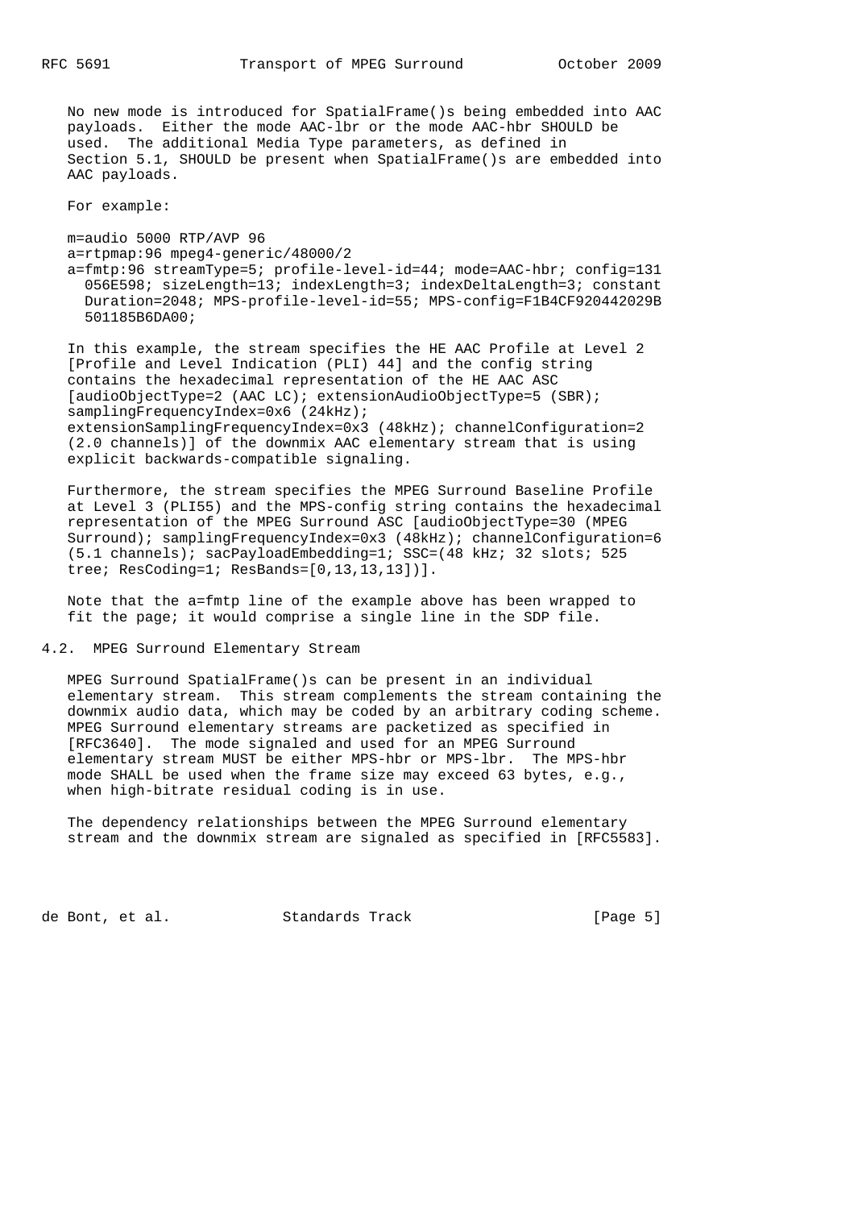No new mode is introduced for SpatialFrame()s being embedded into AAC payloads. Either the mode AAC-lbr or the mode AAC-hbr SHOULD be used. The additional Media Type parameters, as defined in Section 5.1, SHOULD be present when SpatialFrame()s are embedded into AAC payloads.

For example:

```
m=audio 5000 RTP/AVP 96
a=rtpmap:96 mpeg4-generic/48000/2
a=fmtp:96 streamType=5; profile-level-id=44; mode=AAC-hbr; config=131
  056E598; sizeLength=13; indexLength=3; indexDeltaLength=3; constant
  Duration=2048; MPS-profile-level-id=55; MPS-config=F1B4CF920442029B
  501185B6DA00;
```

In this example, the stream specifies the HE AAC Profile at Level 2 [Profile and Level Indication (PLI) 44] and the config string contains the hexadecimal representation of the HE AAC ASC [audioObjectType=2 (AAC LC); extensionAudioObjectType=5 (SBR); samplingFrequencyIndex=0x6 (24kHz); extensionSamplingFrequencyIndex=0x3 (48kHz); channelConfiguration=2 (2.0 channels)] of the downmix AAC elementary stream that is using explicit backwards-compatible signaling.

Furthermore, the stream specifies the MPEG Surround Baseline Profile at Level 3 (PLI55) and the MPS-config string contains the hexadecimal representation of the MPEG Surround ASC [audioObjectType=30 (MPEG Surround); samplingFrequencyIndex=0x3 (48kHz); channelConfiguration=6 (5.1 channels); sacPayloadEmbedding=1; SSC=(48 kHz; 32 slots; 525 tree; ResCoding=1; ResBands=[0,13,13,13])].

Note that the a=fmtp line of the example above has been wrapped to fit the page; it would comprise a single line in the SDP file.

## 4.2. MPEG Surround Elementary Stream

MPEG Surround SpatialFrame()s can be present in an individual elementary stream. This stream complements the stream containing the downmix audio data, which may be coded by an arbitrary coding scheme. MPEG Surround elementary streams are packetized as specified in [RFC3640]. The mode signaled and used for an MPEG Surround elementary stream MUST be either MPS-hbr or MPS-lbr. The MPS-hbr mode SHALL be used when the frame size may exceed 63 bytes, e.g., when high-bitrate residual coding is in use.

The dependency relationships between the MPEG Surround elementary stream and the downmix stream are signaled as specified in [RFC5583].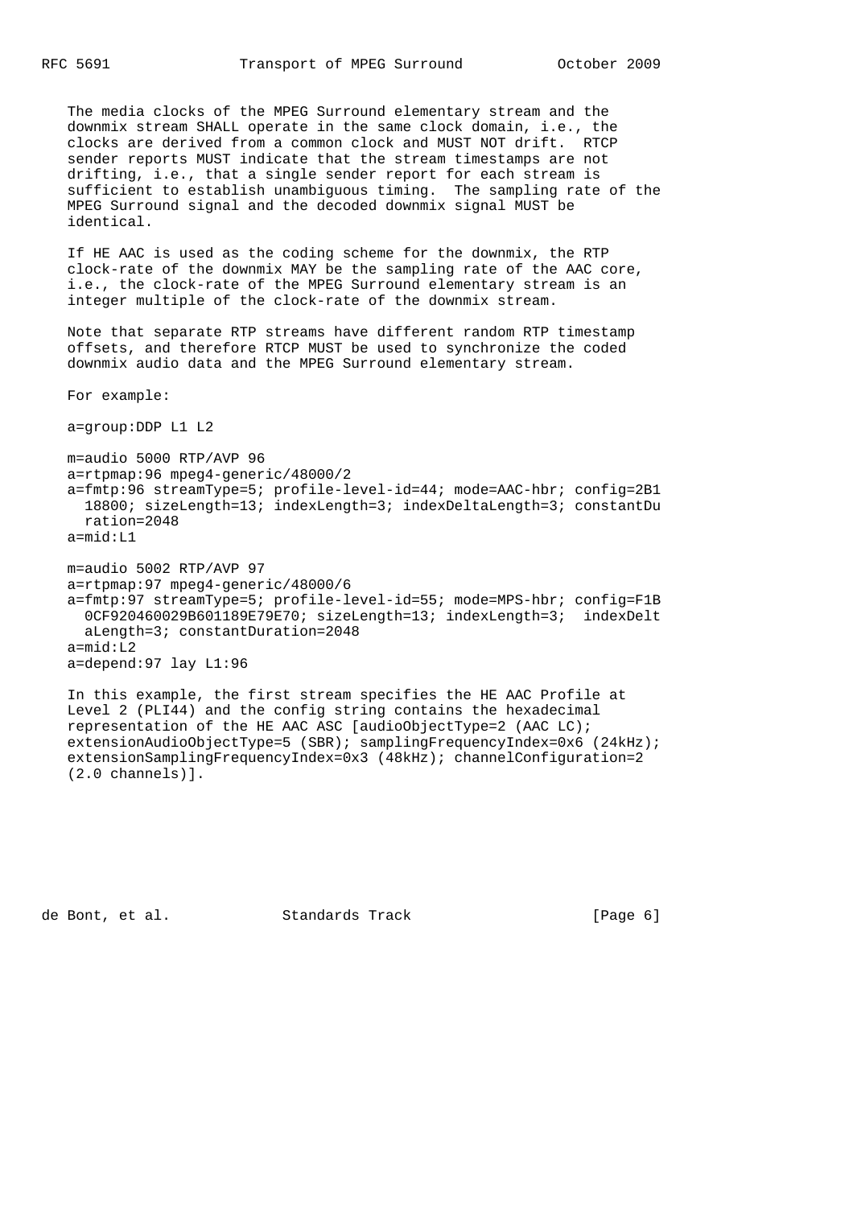The media clocks of the MPEG Surround elementary stream and the downmix stream SHALL operate in the same clock domain, i.e., the clocks are derived from a common clock and MUST NOT drift. RTCP sender reports MUST indicate that the stream timestamps are not drifting, i.e., that a single sender report for each stream is sufficient to establish unambiguous timing. The sampling rate of the MPEG Surround signal and the decoded downmix signal MUST be identical.

If HE AAC is used as the coding scheme for the downmix, the RTP clock-rate of the downmix MAY be the sampling rate of the AAC core, i.e., the clock-rate of the MPEG Surround elementary stream is an integer multiple of the clock-rate of the downmix stream.

Note that separate RTP streams have different random RTP timestamp offsets, and therefore RTCP MUST be used to synchronize the coded downmix audio data and the MPEG Surround elementary stream.

For example:

```
a=group:DDP L1 L2

m=audio 5000 RTP/AVP 96
a=rtpmap:96 mpeg4-generic/48000/2
a=fmtp:96 streamType=5; profile-level-id=44; mode=AAC-hbr; config=2B1
  18800; sizeLength=13; indexLength=3; indexDeltaLength=3; constantDu
  ration=2048
a=mid:L1

m=audio 5002 RTP/AVP 97
a=rtpmap:97 mpeg4-generic/48000/6
a=fmtp:97 streamType=5; profile-level-id=55; mode=MPS-hbr; config=F1B
  0CF920460029B601189E79E70; sizeLength=13; indexLength=3;  indexDelt
  aLength=3; constantDuration=2048
a=mid:L2
a=depend:97 lay L1:96
```

In this example, the first stream specifies the HE AAC Profile at Level 2 (PLI44) and the config string contains the hexadecimal representation of the HE AAC ASC [audioObjectType=2 (AAC LC); extensionAudioObjectType=5 (SBR); samplingFrequencyIndex=0x6 (24kHz); extensionSamplingFrequencyIndex=0x3 (48kHz); channelConfiguration=2 (2.0 channels)].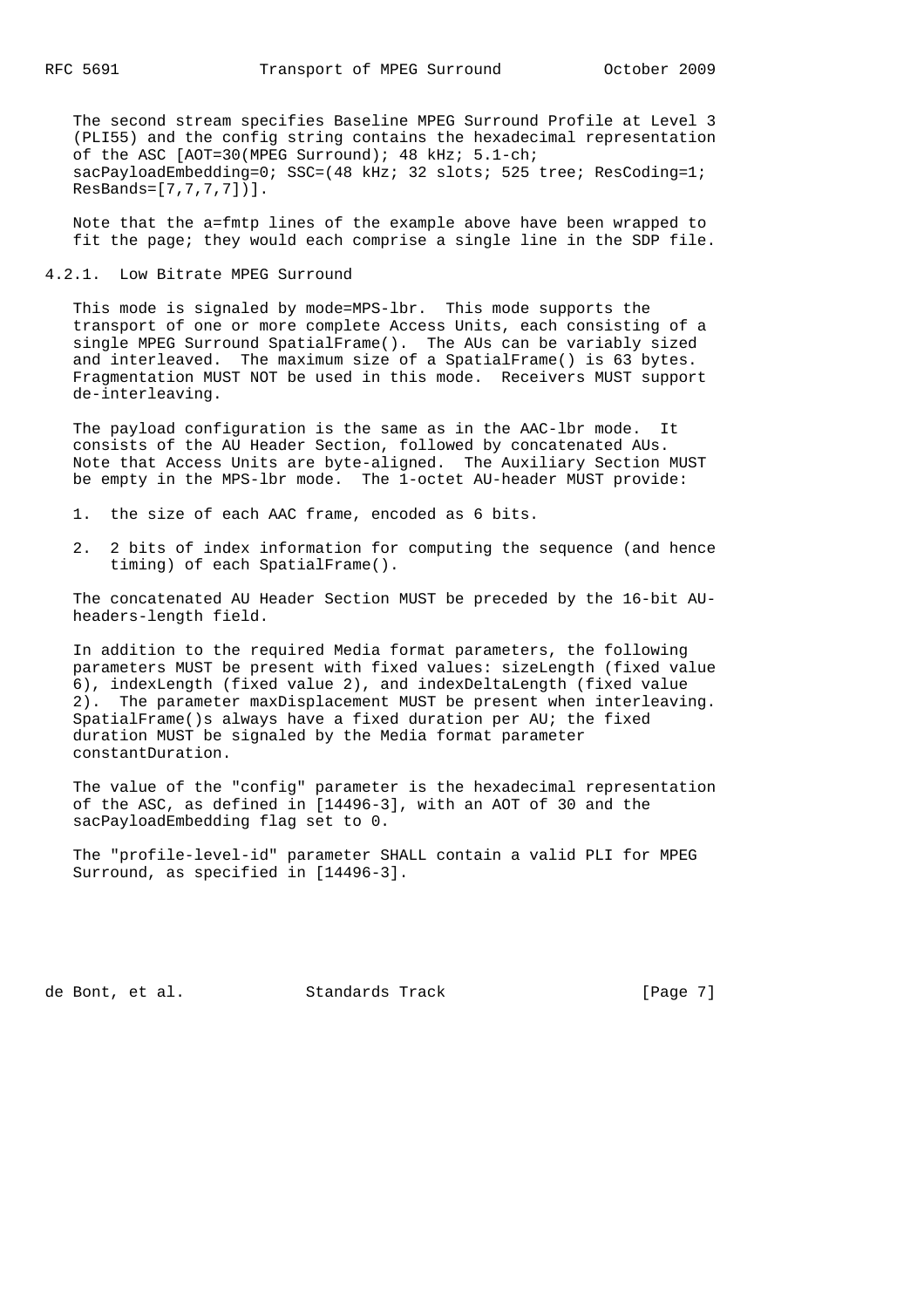The second stream specifies Baseline MPEG Surround Profile at Level 3 (PLI55) and the config string contains the hexadecimal representation of the ASC [AOT=30(MPEG Surround); 48 kHz; 5.1-ch; sacPayloadEmbedding=0; SSC=(48 kHz; 32 slots; 525 tree; ResCoding=1; ResBands=[7,7,7,7])].

Note that the a=fmtp lines of the example above have been wrapped to fit the page; they would each comprise a single line in the SDP file.

### 4.2.1. Low Bitrate MPEG Surround

This mode is signaled by mode=MPS-lbr. This mode supports the transport of one or more complete Access Units, each consisting of a single MPEG Surround SpatialFrame(). The AUs can be variably sized and interleaved. The maximum size of a SpatialFrame() is 63 bytes. Fragmentation MUST NOT be used in this mode. Receivers MUST support de-interleaving.

The payload configuration is the same as in the AAC-lbr mode. It consists of the AU Header Section, followed by concatenated AUs. Note that Access Units are byte-aligned. The Auxiliary Section MUST be empty in the MPS-lbr mode. The 1-octet AU-header MUST provide:

1. the size of each AAC frame, encoded as 6 bits.

2. 2 bits of index information for computing the sequence (and hence timing) of each SpatialFrame().

The concatenated AU Header Section MUST be preceded by the 16-bit AU-headers-length field.

In addition to the required Media format parameters, the following parameters MUST be present with fixed values: sizeLength (fixed value 6), indexLength (fixed value 2), and indexDeltaLength (fixed value 2). The parameter maxDisplacement MUST be present when interleaving. SpatialFrame()s always have a fixed duration per AU; the fixed duration MUST be signaled by the Media format parameter constantDuration.

The value of the "config" parameter is the hexadecimal representation of the ASC, as defined in [14496-3], with an AOT of 30 and the sacPayloadEmbedding flag set to 0.

The "profile-level-id" parameter SHALL contain a valid PLI for MPEG Surround, as specified in [14496-3].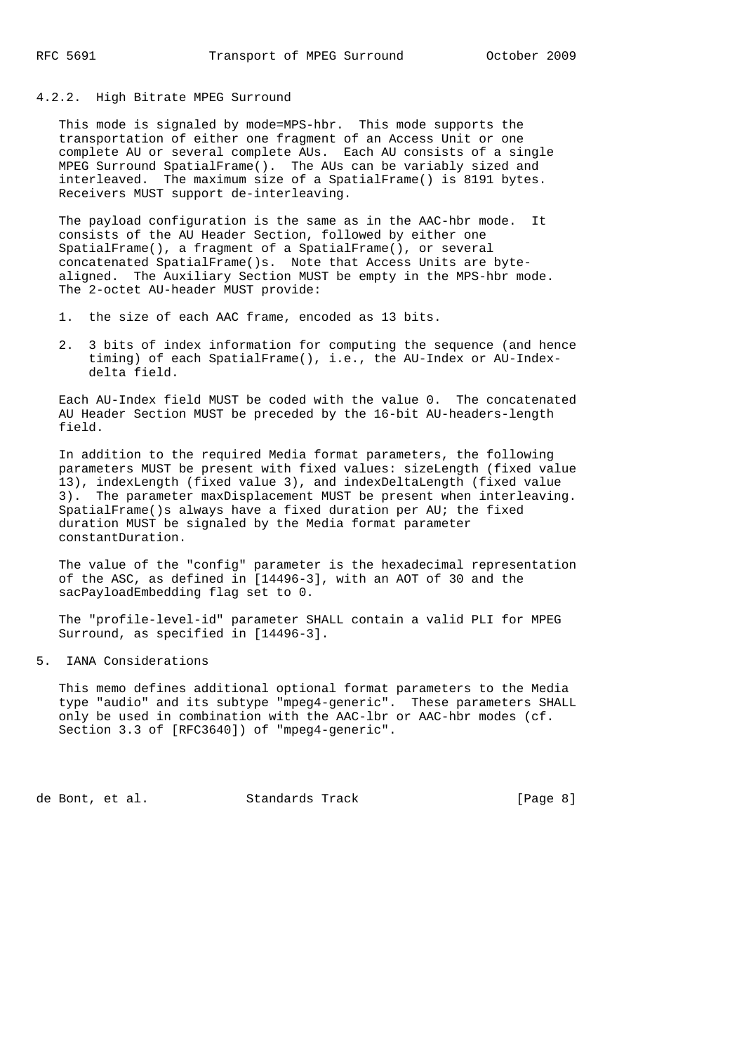#### 4.2.2. High Bitrate MPEG Surround

This mode is signaled by mode=MPS-hbr. This mode supports the transportation of either one fragment of an Access Unit or one complete AU or several complete AUs. Each AU consists of a single MPEG Surround SpatialFrame(). The AUs can be variably sized and interleaved. The maximum size of a SpatialFrame() is 8191 bytes. Receivers MUST support de-interleaving.

The payload configuration is the same as in the AAC-hbr mode. It consists of the AU Header Section, followed by either one SpatialFrame(), a fragment of a SpatialFrame(), or several concatenated SpatialFrame()s. Note that Access Units are byte-aligned. The Auxiliary Section MUST be empty in the MPS-hbr mode. The 2-octet AU-header MUST provide:

1. the size of each AAC frame, encoded as 13 bits.

2. 3 bits of index information for computing the sequence (and hence timing) of each SpatialFrame(), i.e., the AU-Index or AU-Index-delta field.

Each AU-Index field MUST be coded with the value 0. The concatenated AU Header Section MUST be preceded by the 16-bit AU-headers-length field.

In addition to the required Media format parameters, the following parameters MUST be present with fixed values: sizeLength (fixed value 13), indexLength (fixed value 3), and indexDeltaLength (fixed value 3). The parameter maxDisplacement MUST be present when interleaving. SpatialFrame()s always have a fixed duration per AU; the fixed duration MUST be signaled by the Media format parameter constantDuration.

The value of the "config" parameter is the hexadecimal representation of the ASC, as defined in [14496-3], with an AOT of 30 and the sacPayloadEmbedding flag set to 0.

The "profile-level-id" parameter SHALL contain a valid PLI for MPEG Surround, as specified in [14496-3].

## 5. IANA Considerations

This memo defines additional optional format parameters to the Media type "audio" and its subtype "mpeg4-generic". These parameters SHALL only be used in combination with the AAC-lbr or AAC-hbr modes (cf. Section 3.3 of [RFC3640]) of "mpeg4-generic".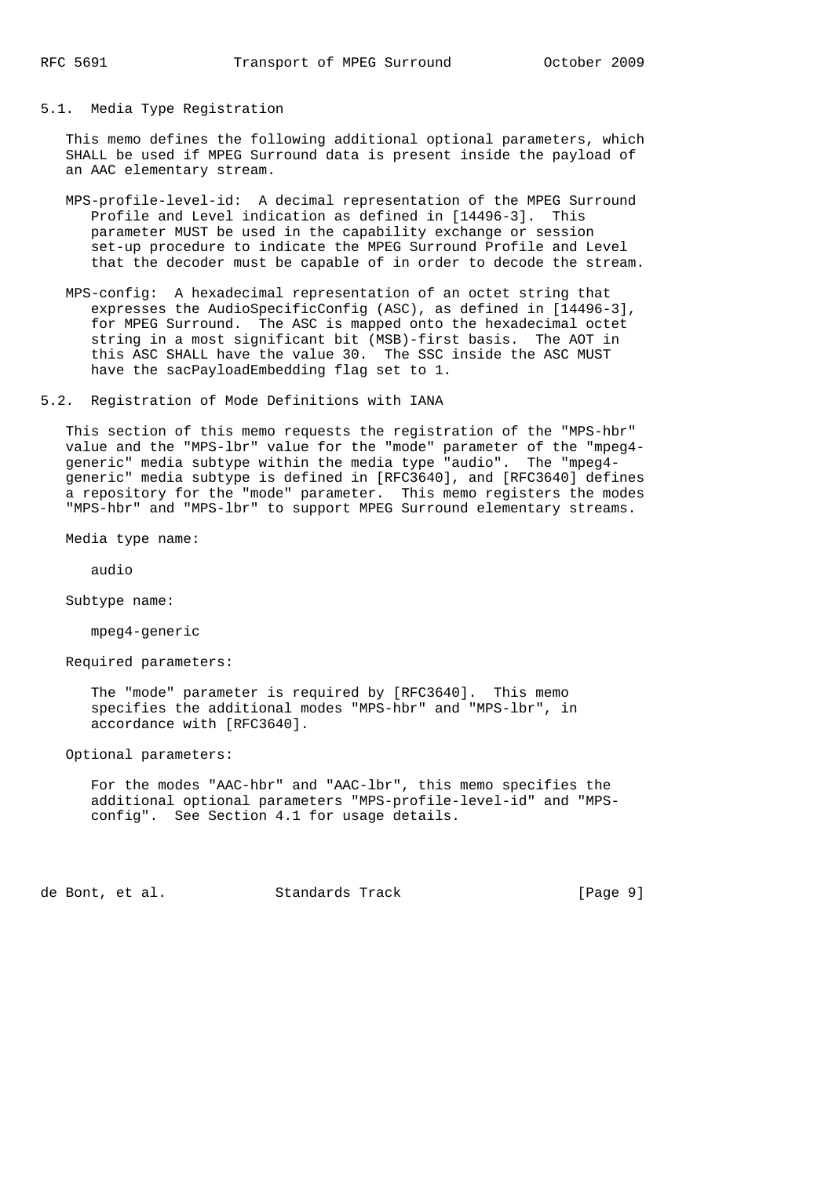### 5.1. Media Type Registration

This memo defines the following additional optional parameters, which SHALL be used if MPEG Surround data is present inside the payload of an AAC elementary stream.

MPS-profile-level-id: A decimal representation of the MPEG Surround Profile and Level indication as defined in [14496-3]. This parameter MUST be used in the capability exchange or session set-up procedure to indicate the MPEG Surround Profile and Level that the decoder must be capable of in order to decode the stream.

MPS-config: A hexadecimal representation of an octet string that expresses the AudioSpecificConfig (ASC), as defined in [14496-3], for MPEG Surround. The ASC is mapped onto the hexadecimal octet string in a most significant bit (MSB)-first basis. The AOT in this ASC SHALL have the value 30. The SSC inside the ASC MUST have the sacPayloadEmbedding flag set to 1.

### 5.2. Registration of Mode Definitions with IANA

This section of this memo requests the registration of the "MPS-hbr" value and the "MPS-lbr" value for the "mode" parameter of the "mpeg4-generic" media subtype within the media type "audio". The "mpeg4-generic" media subtype is defined in [RFC3640], and [RFC3640] defines a repository for the "mode" parameter. This memo registers the modes "MPS-hbr" and "MPS-lbr" to support MPEG Surround elementary streams.

Media type name:

audio

Subtype name:

mpeg4-generic

Required parameters:

The "mode" parameter is required by [RFC3640]. This memo specifies the additional modes "MPS-hbr" and "MPS-lbr", in accordance with [RFC3640].

Optional parameters:

For the modes "AAC-hbr" and "AAC-lbr", this memo specifies the additional optional parameters "MPS-profile-level-id" and "MPS-config". See Section 4.1 for usage details.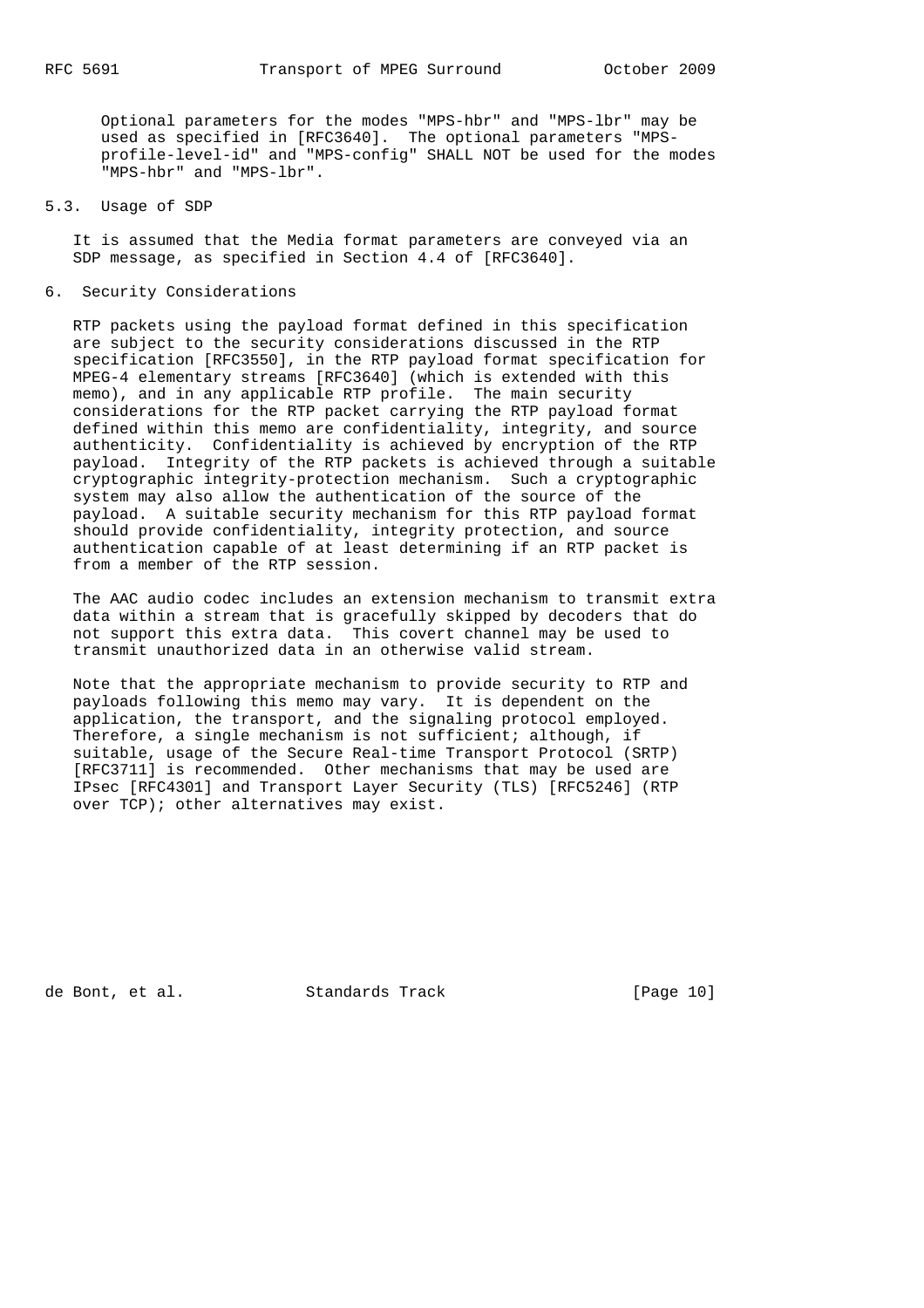Optional parameters for the modes "MPS-hbr" and "MPS-lbr" may be used as specified in [RFC3640]. The optional parameters "MPS-profile-level-id" and "MPS-config" SHALL NOT be used for the modes "MPS-hbr" and "MPS-lbr".

### 5.3. Usage of SDP

It is assumed that the Media format parameters are conveyed via an SDP message, as specified in Section 4.4 of [RFC3640].

## 6. Security Considerations

RTP packets using the payload format defined in this specification are subject to the security considerations discussed in the RTP specification [RFC3550], in the RTP payload format specification for MPEG-4 elementary streams [RFC3640] (which is extended with this memo), and in any applicable RTP profile. The main security considerations for the RTP packet carrying the RTP payload format defined within this memo are confidentiality, integrity, and source authenticity. Confidentiality is achieved by encryption of the RTP payload. Integrity of the RTP packets is achieved through a suitable cryptographic integrity-protection mechanism. Such a cryptographic system may also allow the authentication of the source of the payload. A suitable security mechanism for this RTP payload format should provide confidentiality, integrity protection, and source authentication capable of at least determining if an RTP packet is from a member of the RTP session.

The AAC audio codec includes an extension mechanism to transmit extra data within a stream that is gracefully skipped by decoders that do not support this extra data. This covert channel may be used to transmit unauthorized data in an otherwise valid stream.

Note that the appropriate mechanism to provide security to RTP and payloads following this memo may vary. It is dependent on the application, the transport, and the signaling protocol employed. Therefore, a single mechanism is not sufficient; although, if suitable, usage of the Secure Real-time Transport Protocol (SRTP) [RFC3711] is recommended. Other mechanisms that may be used are IPsec [RFC4301] and Transport Layer Security (TLS) [RFC5246] (RTP over TCP); other alternatives may exist.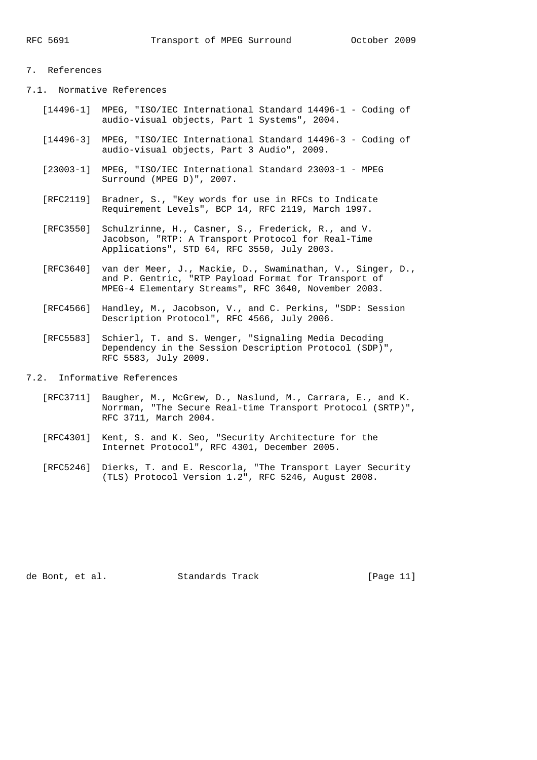## 7. References

### 7.1. Normative References

[14496-1] MPEG, "ISO/IEC International Standard 14496-1 - Coding of audio-visual objects, Part 1 Systems", 2004.

[14496-3] MPEG, "ISO/IEC International Standard 14496-3 - Coding of audio-visual objects, Part 3 Audio", 2009.

[23003-1] MPEG, "ISO/IEC International Standard 23003-1 - MPEG Surround (MPEG D)", 2007.

[RFC2119] Bradner, S., "Key words for use in RFCs to Indicate Requirement Levels", BCP 14, RFC 2119, March 1997.

[RFC3550] Schulzrinne, H., Casner, S., Frederick, R., and V. Jacobson, "RTP: A Transport Protocol for Real-Time Applications", STD 64, RFC 3550, July 2003.

[RFC3640] van der Meer, J., Mackie, D., Swaminathan, V., Singer, D., and P. Gentric, "RTP Payload Format for Transport of MPEG-4 Elementary Streams", RFC 3640, November 2003.

[RFC4566] Handley, M., Jacobson, V., and C. Perkins, "SDP: Session Description Protocol", RFC 4566, July 2006.

[RFC5583] Schierl, T. and S. Wenger, "Signaling Media Decoding Dependency in the Session Description Protocol (SDP)", RFC 5583, July 2009.

### 7.2. Informative References

[RFC3711] Baugher, M., McGrew, D., Naslund, M., Carrara, E., and K. Norrman, "The Secure Real-time Transport Protocol (SRTP)", RFC 3711, March 2004.

[RFC4301] Kent, S. and K. Seo, "Security Architecture for the Internet Protocol", RFC 4301, December 2005.

[RFC5246] Dierks, T. and E. Rescorla, "The Transport Layer Security (TLS) Protocol Version 1.2", RFC 5246, August 2008.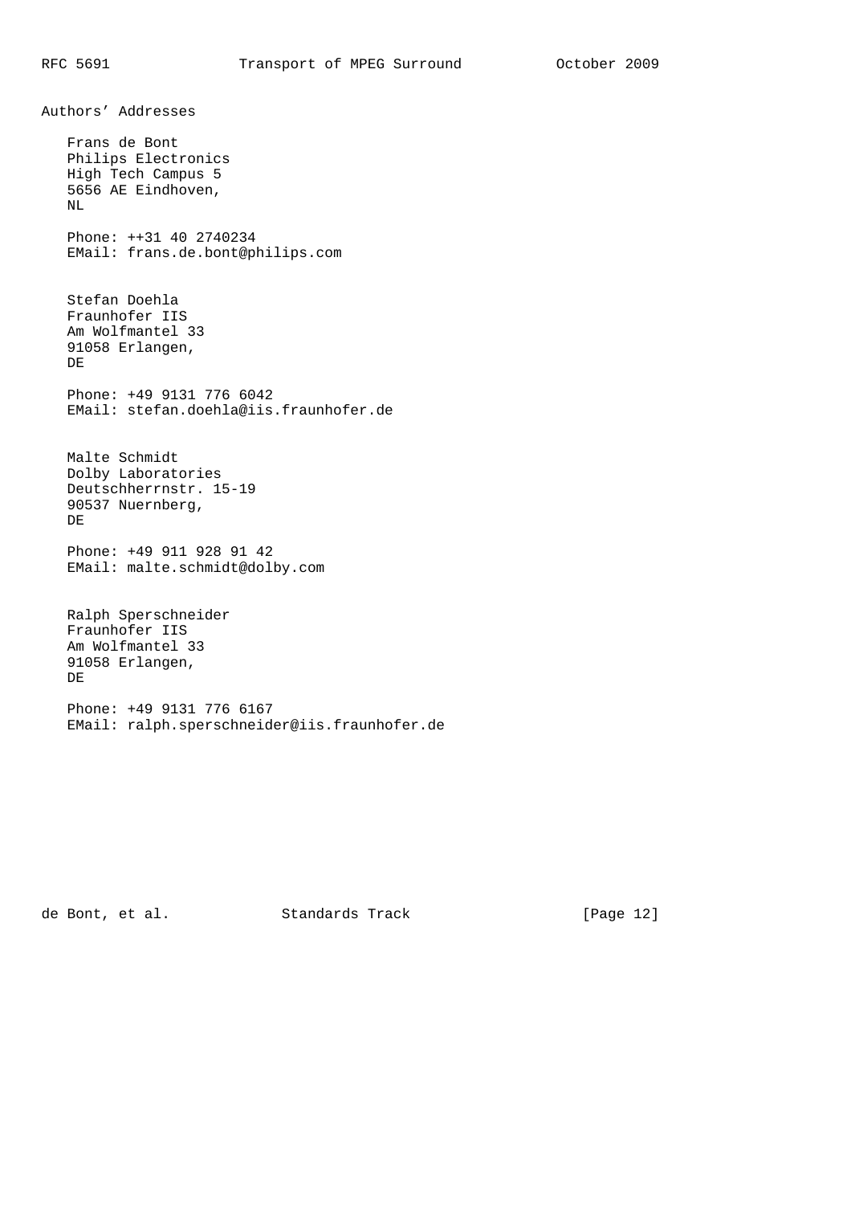## Authors' Addresses

Frans de Bont
Philips Electronics
High Tech Campus 5
5656 AE Eindhoven,
NL

Phone: ++31 40 2740234
EMail: frans.de.bont@philips.com

Stefan Doehla
Fraunhofer IIS
Am Wolfmantel 33
91058 Erlangen,
DE

Phone: +49 9131 776 6042
EMail: stefan.doehla@iis.fraunhofer.de

Malte Schmidt
Dolby Laboratories
Deutschherrnstr. 15-19
90537 Nuernberg,
DE

Phone: +49 911 928 91 42
EMail: malte.schmidt@dolby.com

Ralph Sperschneider
Fraunhofer IIS
Am Wolfmantel 33
91058 Erlangen,
DE

Phone: +49 9131 776 6167
EMail: ralph.sperschneider@iis.fraunhofer.de